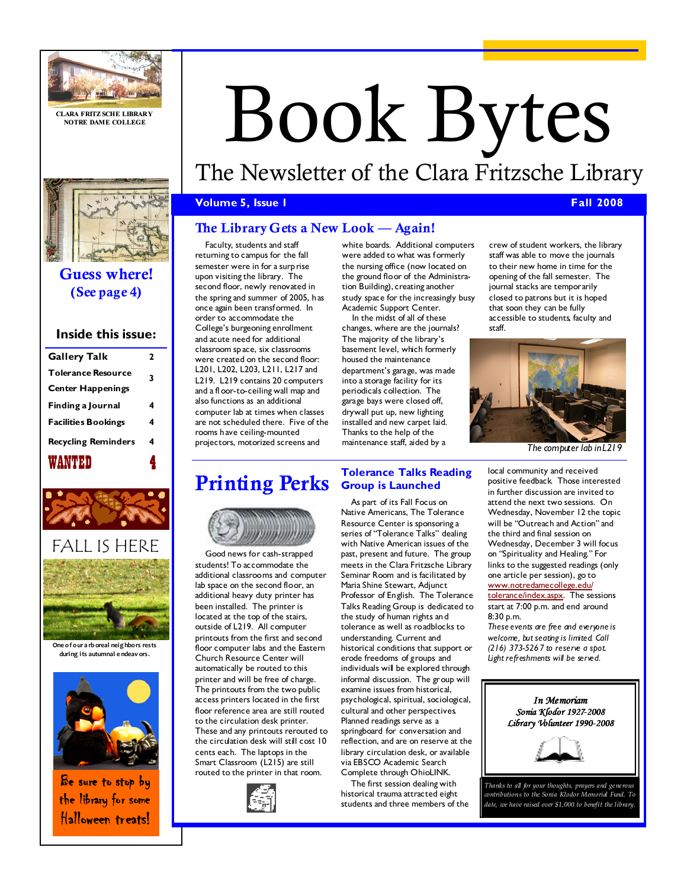CLARA FRITZSCHE LIBRARY
NOTRE DAME COLLEGE

# Book Bytes

## The Newsletter of the Clara Fritzsche Library

**Volume 5, Issue 1** — **Fall 2008**

**Guess where!**
**(See page 4)**

### Inside this issue:

| | |
|---|---|
| Gallery Talk | 2 |
| Tolerance Resource Center Happenings | 3 |
| Finding a Journal | 4 |
| Facilities Bookings | 4 |
| Recycling Reminders | 4 |
| WANTED | 4 |

FALL IS HERE

One of our arboreal neighbors rests during its autumnal endeavors.

Be sure to stop by the library for some Halloween treats!

## The Library Gets a New Look — Again!

Faculty, students and staff returning to campus for the fall semester were in for a surprise upon visiting the library. The second floor, newly renovated in the spring and summer of 2005, has once again been transformed. In order to accommodate the College's burgeoning enrollment and acute need for additional classroom space, six classrooms were created on the second floor: L201, L202, L203, L211, L217 and L219. L219 contains 20 computers and a floor-to-ceiling wall map and also functions as an additional computer lab at times when classes are not scheduled there. Five of the rooms have ceiling-mounted projectors, motorized screens and white boards. Additional computers were added to what was formerly the nursing office (now located on the ground floor of the Administration Building), creating another study space for the increasingly busy Academic Support Center.

In the midst of all of these changes, where are the journals? The majority of the library's basement level, which formerly housed the maintenance department's garage, was made into a storage facility for its periodicals collection. The garage bays were closed off, drywall put up, new lighting installed and new carpet laid. Thanks to the help of the maintenance staff, aided by a crew of student workers, the library staff was able to move the journals to their new home in time for the opening of the fall semester. The journal stacks are temporarily closed to patrons but it is hoped that soon they can be fully accessible to students, faculty and staff.

*The computer lab in L219*

## Printing Perks

Good news for cash-strapped students! To accommodate the additional classrooms and computer lab space on the second floor, an additional heavy duty printer has been installed. The printer is located at the top of the stairs, outside of L219. All computer printouts from the first and second floor computer labs and the Eastern Church Resource Center will automatically be routed to this printer and will be free of charge. The printouts from the two public access printers located in the first floor reference area are still routed to the circulation desk printer. These and any printouts rerouted to the circulation desk will still cost 10 cents each. The laptops in the Smart Classroom (L215) are still routed to the printer in that room.

## Tolerance Talks Reading Group is Launched

As part of its Fall Focus on Native Americans, The Tolerance Resource Center is sponsoring a series of "Tolerance Talks" dealing with Native American issues of the past, present and future. The group meets in the Clara Fritzsche Library Seminar Room and is facilitated by Maria Shine Stewart, Adjunct Professor of English. The Tolerance Talks Reading Group is dedicated to the study of human rights and tolerance as well as roadblocks to understanding. Current and historical conditions that support or erode freedoms of groups and individuals will be explored through informal discussion. The group will examine issues from historical, psychological, spiritual, sociological, cultural and other perspectives. Planned readings serve as a springboard for conversation and reflection, and are on reserve at the library circulation desk, or available via EBSCO Academic Search Complete through OhioLINK.

The first session dealing with historical trauma attracted eight students and three members of the local community and received positive feedback. Those interested in further discussion are invited to attend the next two sessions. On Wednesday, November 12 the topic will be "Outreach and Action" and the third and final session on Wednesday, December 3 will focus on "Spirituality and Healing." For links to the suggested readings (only one article per session), go to www.notredamecollege.edu/tolerance/index.aspx. The sessions start at 7:00 p.m. and end around 8:30 p.m.

*These events are free and everyone is welcome, but seating is limited. Call (216) 373-5267 to reserve a spot. Light refreshments will be served.*

*In Memoriam*
*Sonia Klodor 1927-2008*
*Library Volunteer 1990-2008*

*Thanks to all for your thoughts, prayers and generous contributions to the Sonia Klodor Memorial Fund. To date, we have raised over $1,000 to benefit the library.*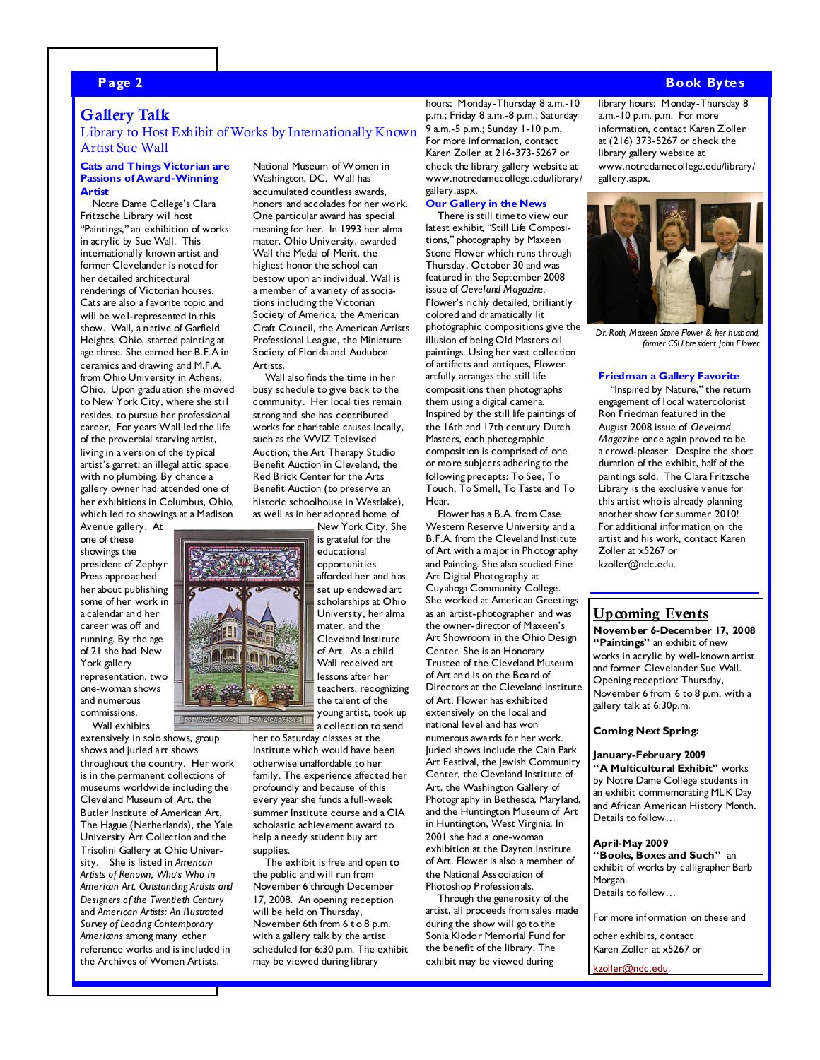# Gallery Talk

## Library to Host Exhibit of Works by Internationally Known Artist Sue Wall

### Cats and Things Victorian are Passions of Award-Winning Artist

Notre Dame College's Clara Fritzsche Library will host "Paintings," an exhibition of works in acrylic by Sue Wall. This internationally known artist and former Clevelander is noted for her detailed architectural renderings of Victorian houses. Cats are also a favorite topic and will be well-represented in this show. Wall, a native of Garfield Heights, Ohio, started painting at age three. She earned her B.F.A in ceramics and drawing and M.F.A. from Ohio University in Athens, Ohio. Upon graduation she moved to New York City, where she still resides, to pursue her professional career, For years Wall led the life of the proverbial starving artist, living in a version of the typical artist's garret: an illegal attic space with no plumbing. By chance a gallery owner had attended one of her exhibitions in Columbus, Ohio, which led to showings at a Madison Avenue gallery. At one of these showings the president of Zephyr Press approached her about publishing some of her work in a calendar and her career was off and running. By the age of 21 she had New York gallery representation, two one-woman shows and numerous commissions.

Wall exhibits extensively in solo shows, group shows and juried art shows throughout the country. Her work is in the permanent collections of museums worldwide including the Cleveland Museum of Art, the Butler Institute of American Art, The Hague (Netherlands), the Yale University Art Collection and the Trisolini Gallery at Ohio University. She is listed in *American Artists of Renown, Who's Who in American Art, Outstanding Artists and Designers of the Twentieth Century* and *American Artists: An Illustrated Survey of Leading Contemporary Americans* among many other reference works and is included in the Archives of Women Artists, National Museum of Women in Washington, DC. Wall has accumulated countless awards, honors and accolades for her work. One particular award has special meaning for her. In 1993 her alma mater, Ohio University, awarded Wall the Medal of Merit, the highest honor the school can bestow upon an individual. Wall is a member of a variety of associations including the Victorian Society of America, the American Craft Council, the American Artists Professional League, the Miniature Society of Florida and Audubon Artists.

Wall also finds the time in her busy schedule to give back to the community. Her local ties remain strong and she has contributed works for charitable causes locally, such as the WVIZ Televised Auction, the Art Therapy Studio Benefit Auction in Cleveland, the Red Brick Center for the Arts Benefit Auction (to preserve an historic schoolhouse in Westlake), as well as in her adopted home of New York City. She is grateful for the educational opportunities afforded her and has set up endowed art scholarships at Ohio University, her alma mater, and the Cleveland Institute of Art. As a child Wall received art lessons after her teachers, recognizing the talent of the young artist, took up a collection to send her to Saturday classes at the Institute which would have been otherwise unaffordable to her family. The experience affected her profoundly and because of this every year she funds a full-week summer Institute course and a CIA scholastic achievement award to help a needy student buy art supplies.

The exhibit is free and open to the public and will run from November 6 through December 17, 2008. An opening reception will be held on Thursday, November 6th from 6 to 8 p.m. with a gallery talk by the artist scheduled for 6:30 p.m. The exhibit may be viewed during library hours: Monday-Thursday 8 a.m.-10 p.m.; Friday 8 a.m.-8 p.m.; Saturday 9 a.m.-5 p.m.; Sunday 1-10 p.m. For more information, contact Karen Zoller at 216-373-5267 or check the library gallery website at www.notredamecollege.edu/library/gallery.aspx.

### Our Gallery in the News

There is still time to view our latest exhibit, "Still Life Compositions," photography by Maxeen Stone Flower which runs through Thursday, October 30 and was featured in the September 2008 issue of *Cleveland Magazine*. Flower's richly detailed, brilliantly colored and dramatically lit photographic compositions give the illusion of being Old Masters oil paintings. Using her vast collection of artifacts and antiques, Flower artfully arranges the still life compositions then photographs them using a digital camera. Inspired by the still life paintings of the 16th and 17th century Dutch Masters, each photographic composition is comprised of one or more subjects adhering to the following precepts: To See, To Touch, To Smell, To Taste and To Hear.

Flower has a B.A. from Case Western Reserve University and a B.F.A. from the Cleveland Institute of Art with a major in Photography and Painting. She also studied Fine Art Digital Photography at Cuyahoga Community College. She worked at American Greetings as an artist-photographer and was the owner-director of Maxeen's Art Showroom in the Ohio Design Center. She is an Honorary Trustee of the Cleveland Museum of Art and is on the Board of Directors at the Cleveland Institute of Art. Flower has exhibited extensively on the local and national level and has won numerous awards for her work. Juried shows include the Cain Park Art Festival, the Jewish Community Center, the Cleveland Institute of Art, the Washington Gallery of Photography in Bethesda, Maryland, and the Huntington Museum of Art in Huntington, West Virginia. In 2001 she had a one-woman exhibition at the Dayton Institute of Art. Flower is also a member of the National Association of Photoshop Professionals.

Through the generosity of the artist, all proceeds from sales made during the show will go to the Sonia Klodor Memorial Fund for the benefit of the library. The exhibit may be viewed during library hours: Monday-Thursday 8 a.m.-10 p.m. p.m. For more information, contact Karen Zoller at (216) 373-5267 or check the library gallery website at www.notredamecollege.edu/library/gallery.aspx.

*Dr. Roth, Maxeen Stone Flower & her husband, former CSU president John Flower*

### Friedman a Gallery Favorite

"Inspired by Nature," the return engagement of local watercolorist Ron Friedman featured in the August 2008 issue of *Cleveland Magazine* once again proved to be a crowd-pleaser. Despite the short duration of the exhibit, half of the paintings sold. The Clara Fritzsche Library is the exclusive venue for this artist who is already planning another show for summer 2010! For additional information on the artist and his work, contact Karen Zoller at x5267 or kzoller@ndc.edu.

## Upcoming Events

**November 6-December 17, 2008**
**"Paintings"** an exhibit of new works in acrylic by well-known artist and former Clevelander Sue Wall. Opening reception: Thursday, November 6 from 6 to 8 p.m. with a gallery talk at 6:30p.m.

**Coming Next Spring:**

**January-February 2009**
**"A Multicultural Exhibit"** works by Notre Dame College students in an exhibit commemorating MLK Day and African American History Month. Details to follow…

**April-May 2009**
**"Books, Boxes and Such"** an exhibit of works by calligrapher Barb Morgan.
Details to follow…

For more information on these and other exhibits, contact Karen Zoller at x5267 or kzoller@ndc.edu.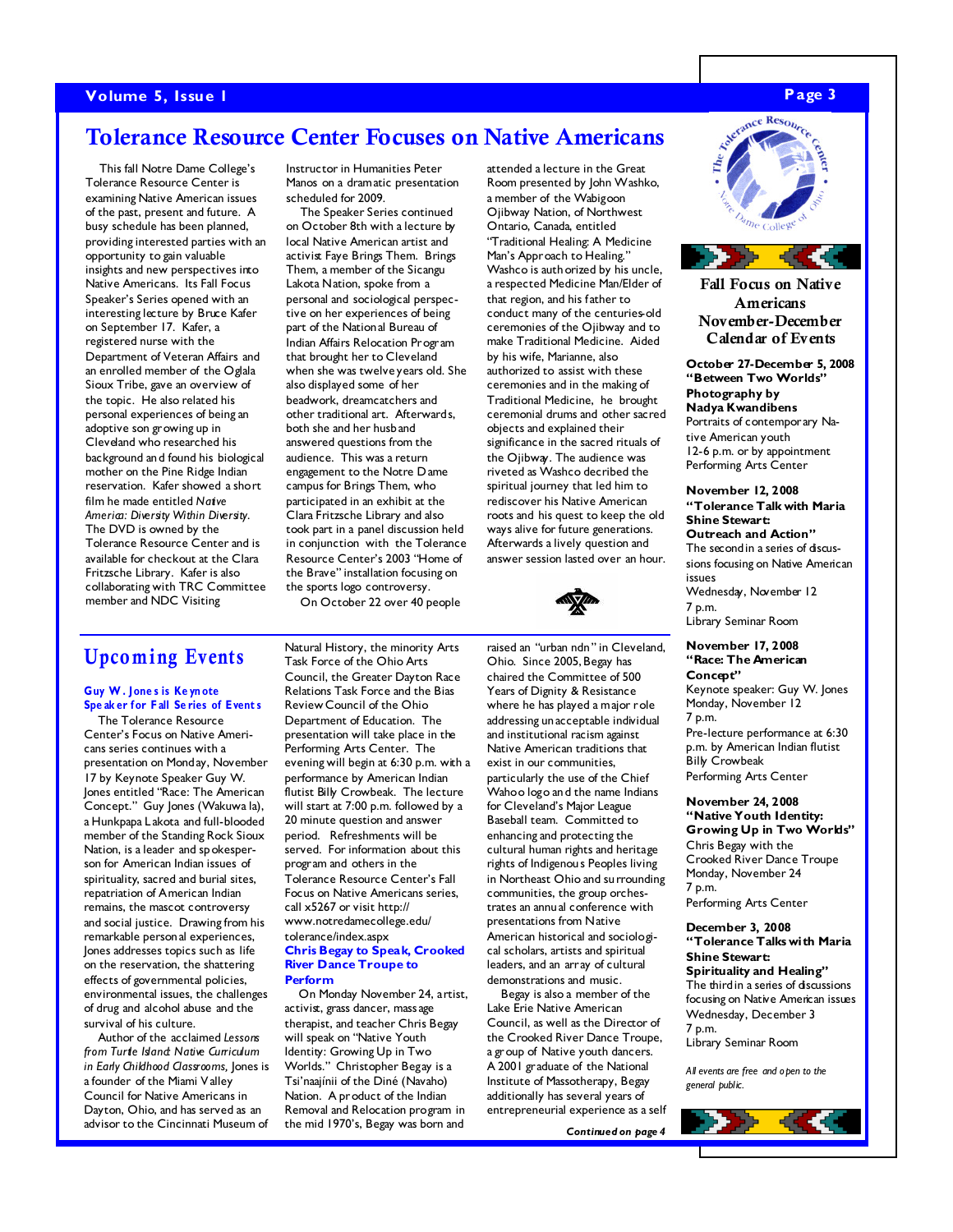# Tolerance Resource Center Focuses on Native Americans

This fall Notre Dame College's Tolerance Resource Center is examining Native American issues of the past, present and future. A busy schedule has been planned, providing interested parties with an opportunity to gain valuable insights and new perspectives into Native Americans. Its Fall Focus Speaker's Series opened with an interesting lecture by Bruce Kafer on September 17. Kafer, a registered nurse with the Department of Veteran Affairs and an enrolled member of the Oglala Sioux Tribe, gave an overview of the topic. He also related his personal experiences of being an adoptive son growing up in Cleveland who researched his background and found his biological mother on the Pine Ridge Indian reservation. Kafer showed a short film he made entitled *Native America: Diversity Within Diversity*. The DVD is owned by the Tolerance Resource Center and is available for checkout at the Clara Fritzsche Library. Kafer is also collaborating with TRC Committee member and NDC Visiting Instructor in Humanities Peter Manos on a dramatic presentation scheduled for 2009.

The Speaker Series continued on October 8th with a lecture by local Native American artist and activist Faye Brings Them. Brings Them, a member of the Sicangu Lakota Nation, spoke from a personal and sociological perspective on her experiences of being part of the National Bureau of Indian Affairs Relocation Program that brought her to Cleveland when she was twelve years old. She also displayed some of her beadwork, dreamcatchers and other traditional art. Afterwards, both she and her husband answered questions from the audience. This was a return engagement to the Notre Dame campus for Brings Them, who participated in an exhibit at the Clara Fritzsche Library and also took part in a panel discussion held in conjunction with the Tolerance Resource Center's 2003 "Home of the Brave" installation focusing on the sports logo controversy.

On October 22 over 40 people attended a lecture in the Great Room presented by John Washko, a member of the Wabigoon Ojibway Nation, of Northwest Ontario, Canada, entitled "Traditional Healing: A Medicine Man's Approach to Healing." Washco is authorized by his uncle, a respected Medicine Man/Elder of that region, and his father to conduct many of the centuries-old ceremonies of the Ojibway and to make Traditional Medicine. Aided by his wife, Marianne, also authorized to assist with these ceremonies and in the making of Traditional Medicine, he brought ceremonial drums and other sacred objects and explained their significance in the sacred rituals of the Ojibway. The audience was riveted as Washco decribed the spiritual journey that led him to rediscover his Native American roots and his quest to keep the old ways alive for future generations. Afterwards a lively question and answer session lasted over an hour.

## Upcoming Events

### Guy W. Jones is Keynote Speaker for Fall Series of Events

The Tolerance Resource Center's Focus on Native Americans series continues with a presentation on Monday, November 17 by Keynote Speaker Guy W. Jones entitled "Race: The American Concept." Guy Jones (Wakuwa la), a Hunkpapa Lakota and full-blooded member of the Standing Rock Sioux Nation, is a leader and spokesperson for American Indian issues of spirituality, sacred and burial sites, repatriation of American Indian remains, the mascot controversy and social justice. Drawing from his remarkable personal experiences, Jones addresses topics such as life on the reservation, the shattering effects of governmental policies, environmental issues, the challenges of drug and alcohol abuse and the survival of his culture.

Author of the acclaimed *Lessons from Turtle Island: Native Curriculum in Early Childhood Classrooms*, Jones is a founder of the Miami Valley Council for Native Americans in Dayton, Ohio, and has served as an advisor to the Cincinnati Museum of Natural History, the minority Arts Task Force of the Ohio Arts Council, the Greater Dayton Race Relations Task Force and the Bias Review Council of the Ohio Department of Education. The presentation will take place in the Performing Arts Center. The evening will begin at 6:30 p.m. with a performance by American Indian flutist Billy Crowbeak. The lecture will start at 7:00 p.m. followed by a 20 minute question and answer period. Refreshments will be served. For information about this program and others in the Tolerance Resource Center's Fall Focus on Native Americans series, call x5267 or visit http://www.notredamecollege.edu/tolerance/index.aspx

### Chris Begay to Speak, Crooked River Dance Troupe to Perform

On Monday November 24, artist, activist, grass dancer, massage therapist, and teacher Chris Begay will speak on "Native Youth Identity: Growing Up in Two Worlds." Christopher Begay is a Tsi'naajínii of the Diné (Navaho) Nation. A product of the Indian Removal and Relocation program in the mid 1970's, Begay was born and raised an "urban ndn" in Cleveland, Ohio. Since 2005, Begay has chaired the Committee of 500 Years of Dignity & Resistance where he has played a major role addressing unacceptable individual and institutional racism against Native American traditions that exist in our communities, particularly the use of the Chief Wahoo logo and the name Indians for Cleveland's Major League Baseball team. Committed to enhancing and protecting the cultural human rights and heritage rights of Indigenous Peoples living in Northeast Ohio and surrounding communities, the group orchestrates an annual conference with presentations from Native American historical and sociological scholars, artists and spiritual leaders, and an array of cultural demonstrations and music.

Begay is also a member of the Lake Erie Native American Council, as well as the Director of the Crooked River Dance Troupe, a group of Native youth dancers. A 2001 graduate of the National Institute of Massotherapy, Begay additionally has several years of entrepreneurial experience as a self

***Continued on page 4***

## Fall Focus on Native Americans November-December Calendar of Events

**October 27-December 5, 2008**
**"Between Two Worlds" Photography by Nadya Kwandibens**
Portraits of contemporary Native American youth
12-6 p.m. or by appointment
Performing Arts Center

**November 12, 2008**
**"Tolerance Talk with Maria Shine Stewart: Outreach and Action"**
The second in a series of discussions focusing on Native American issues
Wednesday, November 12
7 p.m.
Library Seminar Room

**November 17, 2008**
**"Race: The American Concept"**
Keynote speaker: Guy W. Jones
Monday, November 12
7 p.m.
Pre-lecture performance at 6:30 p.m. by American Indian flutist Billy Crowbeak
Performing Arts Center

**November 24, 2008**
**"Native Youth Identity: Growing Up in Two Worlds"**
Chris Begay with the Crooked River Dance Troupe
Monday, November 24
7 p.m.
Performing Arts Center

**December 3, 2008**
**"Tolerance Talks with Maria Shine Stewart: Spirituality and Healing"**
The third in a series of discussions focusing on Native American issues
Wednesday, December 3
7 p.m.
Library Seminar Room

*All events are free and open to the general public.*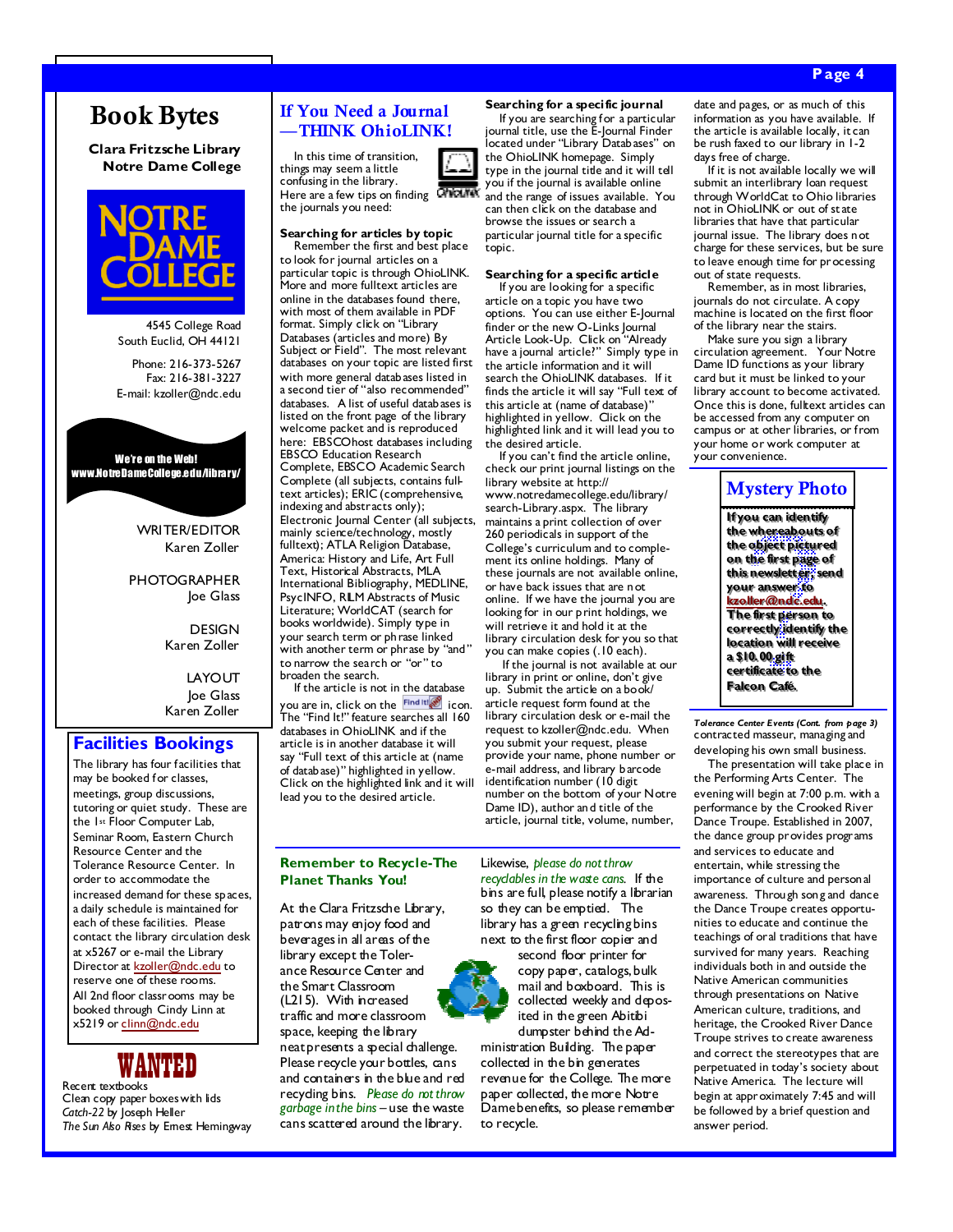# Book Bytes

**Clara Fritzsche Library**
**Notre Dame College**

4545 College Road
South Euclid, OH 44121

Phone: 216-373-5267
Fax: 216-381-3227
E-mail: kzoller@ndc.edu

We're on the Web!
www.NotreDameCollege.edu/library/

WRITER/EDITOR
Karen Zoller

PHOTOGRAPHER
Joe Glass

DESIGN
Karen Zoller

LAYOUT
Joe Glass
Karen Zoller

## Facilities Bookings

The library has four facilities that may be booked for classes, meetings, group discussions, tutoring or quiet study. These are the 1st Floor Computer Lab, Seminar Room, Eastern Church Resource Center and the Tolerance Resource Center. In order to accommodate the increased demand for these spaces, a daily schedule is maintained for each of these facilities. Please contact the library circulation desk at x5267 or e-mail the Library Director at kzoller@ndc.edu to reserve one of these rooms. All 2nd floor classrooms may be booked through Cindy Linn at x5219 or clinn@ndc.edu

## WANTED

Recent textbooks
Clean copy paper boxes with lids
*Catch-22* by Joseph Heller
*The Sun Also Rises* by Ernest Hemingway

## If You Need a Journal —THINK OhioLINK!

In this time of transition, things may seem a little confusing in the library. Here are a few tips on finding the journals you need:

**Searching for articles by topic**

Remember the first and best place to look for journal articles on a particular topic is through OhioLINK. More and more fulltext articles are online in the databases found there, with most of them available in PDF format. Simply click on "Library Databases (articles and more) By Subject or Field". The most relevant databases on your topic are listed first with more general databases listed in a second tier of "also recommended" databases. A list of useful databases is listed on the front page of the library welcome packet and is reproduced here: EBSCOhost databases including EBSCO Education Research Complete, EBSCO Academic Search Complete (all subjects, contains full-text articles); ERIC (comprehensive, indexing and abstracts only); Electronic Journal Center (all subjects, mainly science/technology, mostly fulltext); ATLA Religion Database, America: History and Life, Art Full Text, Historical Abstracts, MLA International Bibliography, MEDLINE, PsycINFO, RILM Abstracts of Music Literature; WorldCAT (search for books worldwide). Simply type in your search term or phrase linked with another term or phrase by "and" to narrow the search or "or" to broaden the search.

If the article is not in the database you are in, click on the "Find It!" icon. The "Find It!" feature searches all 160 databases in OhioLINK and if the article is in another database it will say "Full text of this article at (name of database)" highlighted in yellow. Click on the highlighted link and it will lead you to the desired article.

**Searching for a specific journal**

If you are searching for a particular journal title, use the E-Journal Finder located under "Library Databases" on the OhioLINK homepage. Simply type in the journal title and it will tell you if the journal is available online and the range of issues available. You can then click on the database and browse the issues or search a particular journal title for a specific topic.

**Searching for a specific article**

If you are looking for a specific article on a topic you have two options. You can use either E-Journal finder or the new O-Links Journal Article Look-Up. Click on "Already have a journal article?" Simply type in the article information and it will search the OhioLINK databases. If it finds the article it will say "Full text of this article at (name of database)" highlighted in yellow. Click on the highlighted link and it will lead you to the desired article.

If you can't find the article online, check our print journal listings on the library website at http://www.notredamecollege.edu/library/search-Library.aspx. The library maintains a print collection of over 260 periodicals in support of the College's curriculum and to complement its online holdings. Many of these journals are not available online, or have back issues that are not online. If we have the journal you are looking for in our print holdings, we will retrieve it and hold it at the library circulation desk for you so that you can make copies (.10 each).

If the journal is not available at our library in print or online, don't give up. Submit the article on a book/article request form found at the library circulation desk or e-mail the request to kzoller@ndc.edu. When you submit your request, please provide your name, phone number or e-mail address, and library barcode identification number (10 digit number on the bottom of your Notre Dame ID), author and title of the article, journal title, volume, number, date and pages, or as much of this information as you have available. If the article is available locally, it can be rush faxed to our library in 1-2 days free of charge.

If it is not available locally we will submit an interlibrary loan request through WorldCat to Ohio libraries not in OhioLINK or out of state libraries that have that particular journal issue. The library does not charge for these services, but be sure to leave enough time for processing out of state requests.

Remember, as in most libraries, journals do not circulate. A copy machine is located on the first floor of the library near the stairs.

Make sure you sign a library circulation agreement. Your Notre Dame ID functions as your library card but it must be linked to your library account to become activated. Once this is done, fulltext articles can be accessed from any computer on campus or at other libraries, or from your home or work computer at your convenience.

## Mystery Photo

**If you can identify the whereabouts of the object pictured on the first page of this newsletter, send your answer to kzoller@ndc.edu. The first person to correctly identify the location will receive a $10.00 gift certificate to the Falcon Café.**

## Remember to Recycle-The Planet Thanks You!

At the Clara Fritzsche Library, patrons may enjoy food and beverages in all areas of the library except the Tolerance Resource Center and the Smart Classroom (L215). With increased traffic and more classroom space, keeping the library neat presents a special challenge. Please recycle your bottles, cans and containers in the blue and red recycling bins. *Please do not throw garbage in the bins* – use the waste cans scattered around the library. Likewise, *please do not throw recyclables in the waste cans.* If the bins are full, please notify a librarian so they can be emptied. The library has a green recycling bins next to the first floor copier and second floor printer for copy paper, catalogs, bulk mail and boxboard. This is collected weekly and deposited in the green Abitibi dumpster behind the Administration Building. The paper collected in the bin generates revenue for the College. The more paper collected, the more Notre Dame benefits, so please remember to recycle.

***Tolerance Center Events (Cont. from page 3)***

contracted masseur, managing and developing his own small business.

The presentation will take place in the Performing Arts Center. The evening will begin at 7:00 p.m. with a performance by the Crooked River Dance Troupe. Established in 2007, the dance group provides programs and services to educate and entertain, while stressing the importance of culture and personal awareness. Through song and dance the Dance Troupe creates opportunities to educate and continue the teachings of oral traditions that have survived for many years. Reaching individuals both in and outside the Native American communities through presentations on Native American culture, traditions, and heritage, the Crooked River Dance Troupe strives to create awareness and correct the stereotypes that are perpetuated in today's society about Native America. The lecture will begin at approximately 7:45 and will be followed by a brief question and answer period.